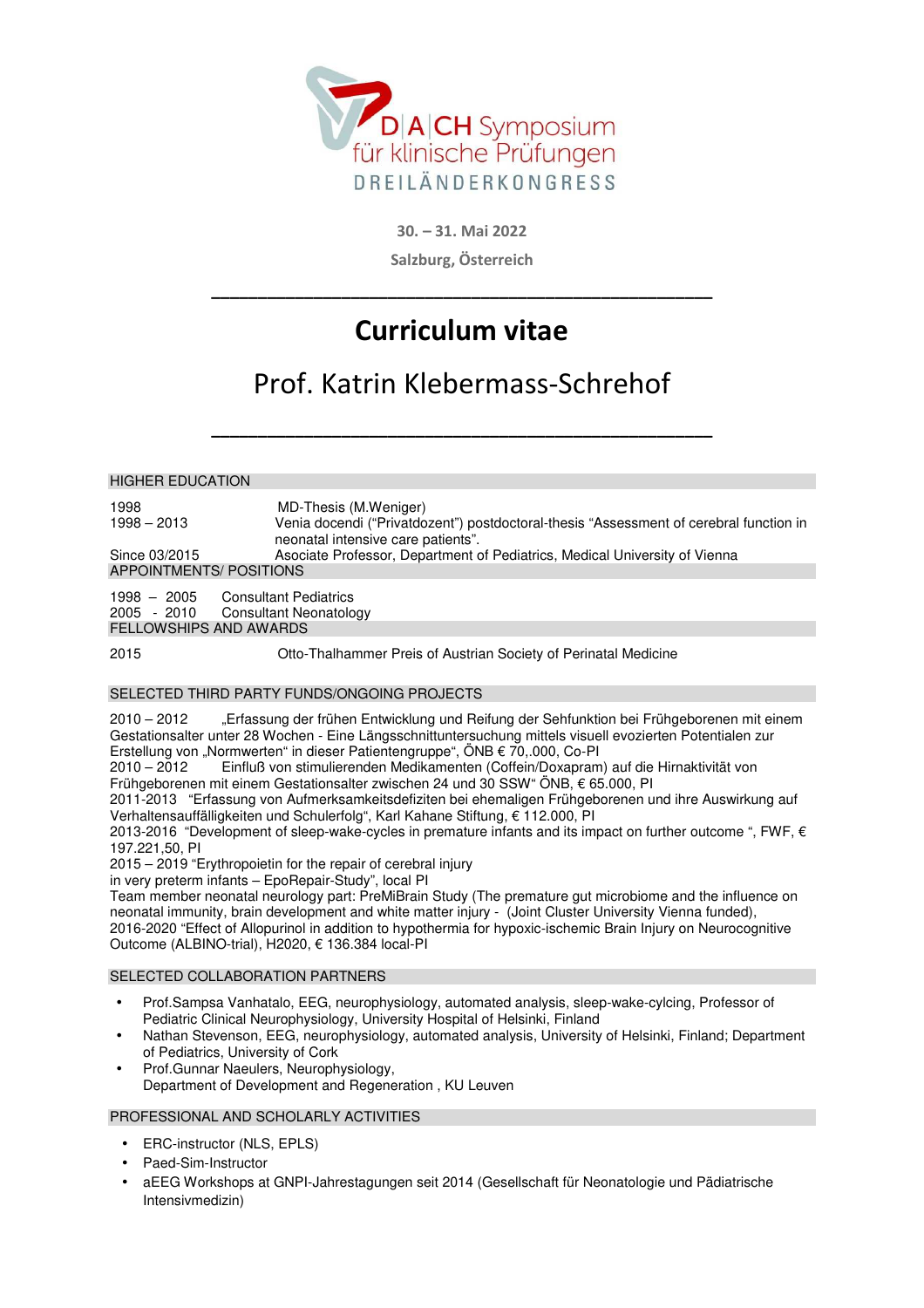D|A|CH Symposium für klinische Prüfungen

DREILÄNDERKONGRESS

30. – 31. Mai 2022

Salzburg, Österreich

---

# Curriculum vitae

## Prof. Katrin Klebermass-Schrehof

---

### HIGHER EDUCATION

| | |
|---|---|
| 1998 | MD-Thesis (M.Weniger) |
| 1998 – 2013 | Venia docendi ("Privatdozent") postdoctoral-thesis "Assessment of cerebral function in neonatal intensive care patients". |
| Since 03/2015 | Asociate Professor, Department of Pediatrics, Medical University of Vienna |

### APPOINTMENTS/ POSITIONS

| | |
|---|---|
| 1998 – 2005 | Consultant Pediatrics |
| 2005 - 2010 | Consultant Neonatology |

### FELLOWSHIPS AND AWARDS

| | |
|---|---|
| 2015 | Otto-Thalhammer Preis of Austrian Society of Perinatal Medicine |

### SELECTED THIRD PARTY FUNDS/ONGOING PROJECTS

2010 – 2012 „Erfassung der frühen Entwicklung und Reifung der Sehfunktion bei Frühgeborenen mit einem Gestationsalter unter 28 Wochen - Eine Längsschnittuntersuchung mittels visuell evozierten Potentialen zur Erstellung von „Normwerten" in dieser Patientengruppe", ÖNB € 70,.000, Co-PI

2010 – 2012 Einfluß von stimulierenden Medikamenten (Coffein/Doxapram) auf die Hirnaktivität von Frühgeborenen mit einem Gestationsalter zwischen 24 und 30 SSW" ÖNB, € 65.000, PI

2011-2013 "Erfassung von Aufmerksamkeitsdefiziten bei ehemaligen Frühgeborenen und ihre Auswirkung auf Verhaltensauffälligkeiten und Schulerfolg", Karl Kahane Stiftung, € 112.000, PI

2013-2016 "Development of sleep-wake-cycles in premature infants and its impact on further outcome ", FWF, € 197.221,50, PI

2015 – 2019 "Erythropoietin for the repair of cerebral injury in very preterm infants – EpoRepair-Study", local PI

Team member neonatal neurology part: PreMiBrain Study (The premature gut microbiome and the influence on neonatal immunity, brain development and white matter injury - (Joint Cluster University Vienna funded),

2016-2020 "Effect of Allopurinol in addition to hypothermia for hypoxic-ischemic Brain Injury on Neurocognitive Outcome (ALBINO-trial), H2020, € 136.384 local-PI

### SELECTED COLLABORATION PARTNERS

- Prof.Sampsa Vanhatalo, EEG, neurophysiology, automated analysis, sleep-wake-cylcing, Professor of Pediatric Clinical Neurophysiology, University Hospital of Helsinki, Finland
- Nathan Stevenson, EEG, neurophysiology, automated analysis, University of Helsinki, Finland; Department of Pediatrics, University of Cork
- Prof.Gunnar Naeulers, Neurophysiology, Department of Development and Regeneration , KU Leuven

### PROFESSIONAL AND SCHOLARLY ACTIVITIES

- ERC-instructor (NLS, EPLS)
- Paed-Sim-Instructor
- aEEG Workshops at GNPI-Jahrestagungen seit 2014 (Gesellschaft für Neonatologie und Pädiatrische Intensivmedizin)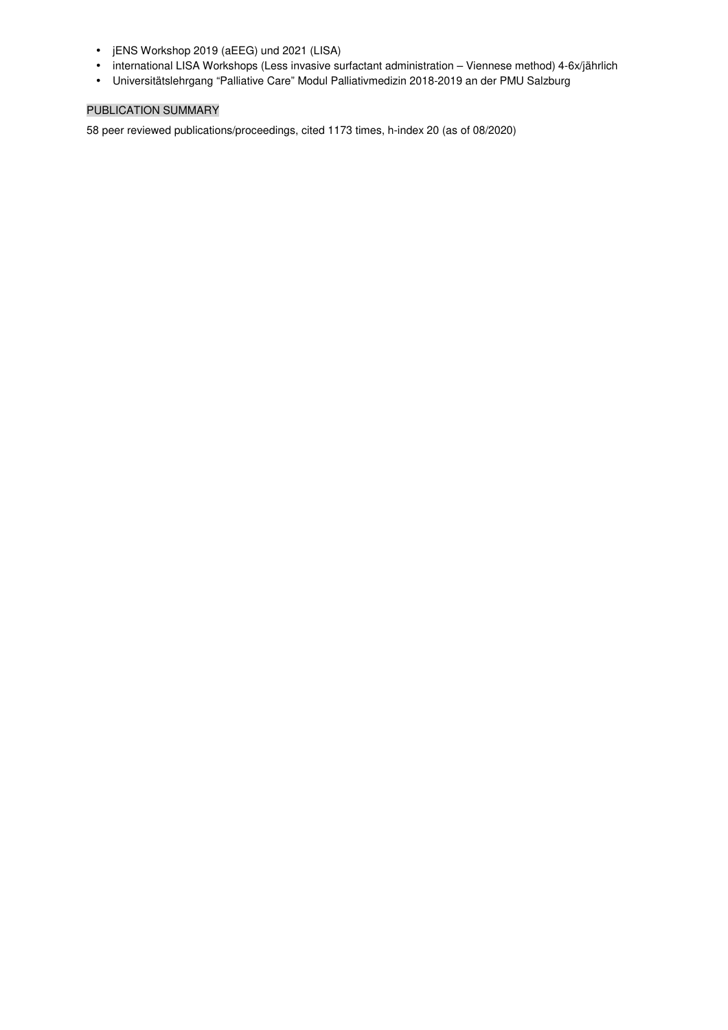- jENS Workshop 2019 (aEEG) und 2021 (LISA)
- international LISA Workshops (Less invasive surfactant administration – Viennese method) 4-6x/jährlich
- Universitätslehrgang "Palliative Care" Modul Palliativmedizin 2018-2019 an der PMU Salzburg

## PUBLICATION SUMMARY

58 peer reviewed publications/proceedings, cited 1173 times, h-index 20 (as of 08/2020)